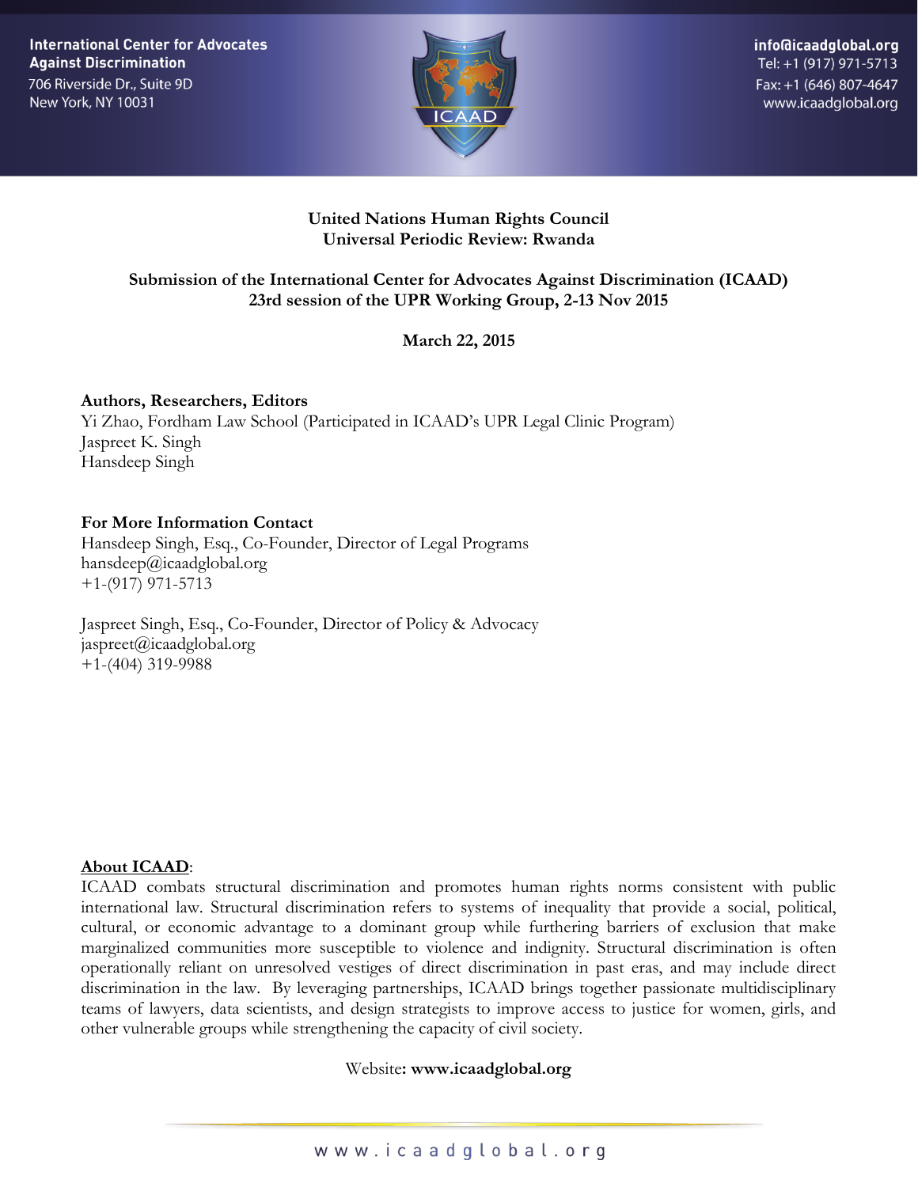International Center for Advocates Against Discrimination
706 Riverside Dr., Suite 9D
New York, NY 10031

info@icaadglobal.org
Tel: +1 (917) 971-5713
Fax: +1 (646) 807-4647
www.icaadglobal.org

**United Nations Human Rights Council**
**Universal Periodic Review: Rwanda**

**Submission of the International Center for Advocates Against Discrimination (ICAAD)**
**23rd session of the UPR Working Group, 2-13 Nov 2015**

**March 22, 2015**

**Authors, Researchers, Editors**
Yi Zhao, Fordham Law School (Participated in ICAAD's UPR Legal Clinic Program)
Jaspreet K. Singh
Hansdeep Singh

**For More Information Contact**
Hansdeep Singh, Esq., Co-Founder, Director of Legal Programs
hansdeep@icaadglobal.org
+1-(917) 971-5713

Jaspreet Singh, Esq., Co-Founder, Director of Policy & Advocacy
jaspreet@icaadglobal.org
+1-(404) 319-9988

**About ICAAD**:
ICAAD combats structural discrimination and promotes human rights norms consistent with public international law. Structural discrimination refers to systems of inequality that provide a social, political, cultural, or economic advantage to a dominant group while furthering barriers of exclusion that make marginalized communities more susceptible to violence and indignity. Structural discrimination is often operationally reliant on unresolved vestiges of direct discrimination in past eras, and may include direct discrimination in the law. By leveraging partnerships, ICAAD brings together passionate multidisciplinary teams of lawyers, data scientists, and design strategists to improve access to justice for women, girls, and other vulnerable groups while strengthening the capacity of civil society.

Website**: www.icaadglobal.org**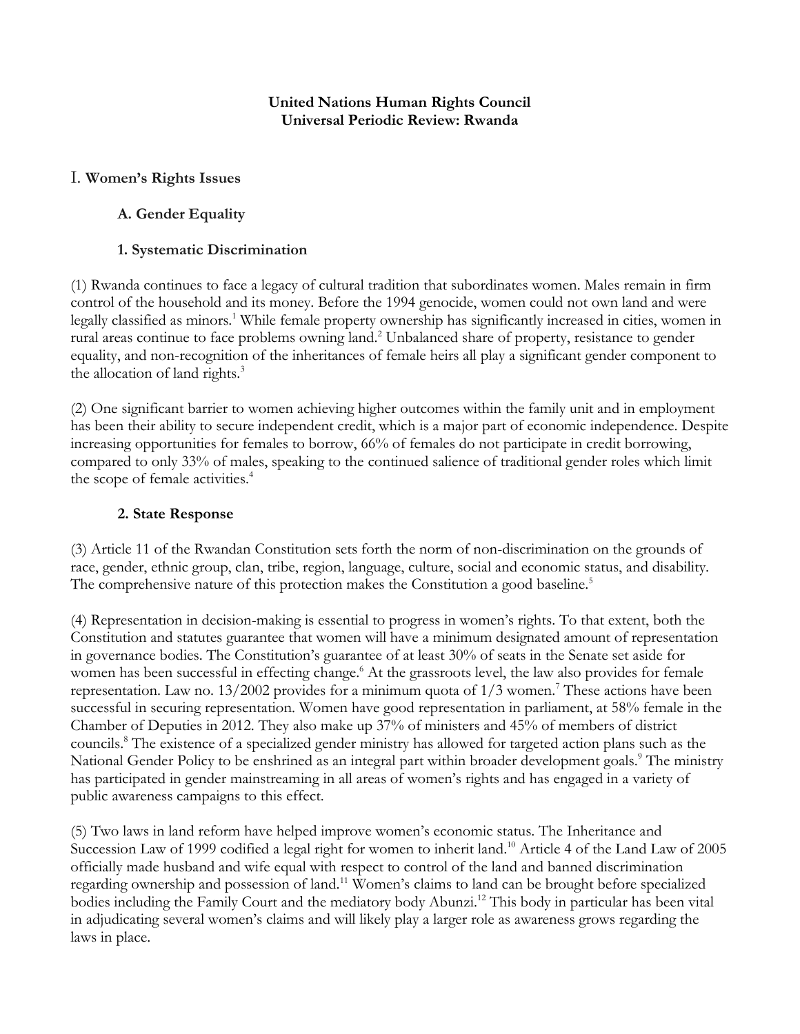**United Nations Human Rights Council**
**Universal Periodic Review: Rwanda**

# I. Women's Rights Issues

## A. Gender Equality

### 1. Systematic Discrimination

(1) Rwanda continues to face a legacy of cultural tradition that subordinates women. Males remain in firm control of the household and its money. Before the 1994 genocide, women could not own land and were legally classified as minors.[1] While female property ownership has significantly increased in cities, women in rural areas continue to face problems owning land.[2] Unbalanced share of property, resistance to gender equality, and non-recognition of the inheritances of female heirs all play a significant gender component to the allocation of land rights.[3]

(2) One significant barrier to women achieving higher outcomes within the family unit and in employment has been their ability to secure independent credit, which is a major part of economic independence. Despite increasing opportunities for females to borrow, 66% of females do not participate in credit borrowing, compared to only 33% of males, speaking to the continued salience of traditional gender roles which limit the scope of female activities.[4]

### 2. State Response

(3) Article 11 of the Rwandan Constitution sets forth the norm of non-discrimination on the grounds of race, gender, ethnic group, clan, tribe, region, language, culture, social and economic status, and disability. The comprehensive nature of this protection makes the Constitution a good baseline.[5]

(4) Representation in decision-making is essential to progress in women's rights. To that extent, both the Constitution and statutes guarantee that women will have a minimum designated amount of representation in governance bodies. The Constitution's guarantee of at least 30% of seats in the Senate set aside for women has been successful in effecting change.[6] At the grassroots level, the law also provides for female representation. Law no. 13/2002 provides for a minimum quota of 1/3 women.[7] These actions have been successful in securing representation. Women have good representation in parliament, at 58% female in the Chamber of Deputies in 2012. They also make up 37% of ministers and 45% of members of district councils.[8] The existence of a specialized gender ministry has allowed for targeted action plans such as the National Gender Policy to be enshrined as an integral part within broader development goals.[9] The ministry has participated in gender mainstreaming in all areas of women's rights and has engaged in a variety of public awareness campaigns to this effect.

(5) Two laws in land reform have helped improve women's economic status. The Inheritance and Succession Law of 1999 codified a legal right for women to inherit land.[10] Article 4 of the Land Law of 2005 officially made husband and wife equal with respect to control of the land and banned discrimination regarding ownership and possession of land.[11] Women's claims to land can be brought before specialized bodies including the Family Court and the mediatory body Abunzi.[12] This body in particular has been vital in adjudicating several women's claims and will likely play a larger role as awareness grows regarding the laws in place.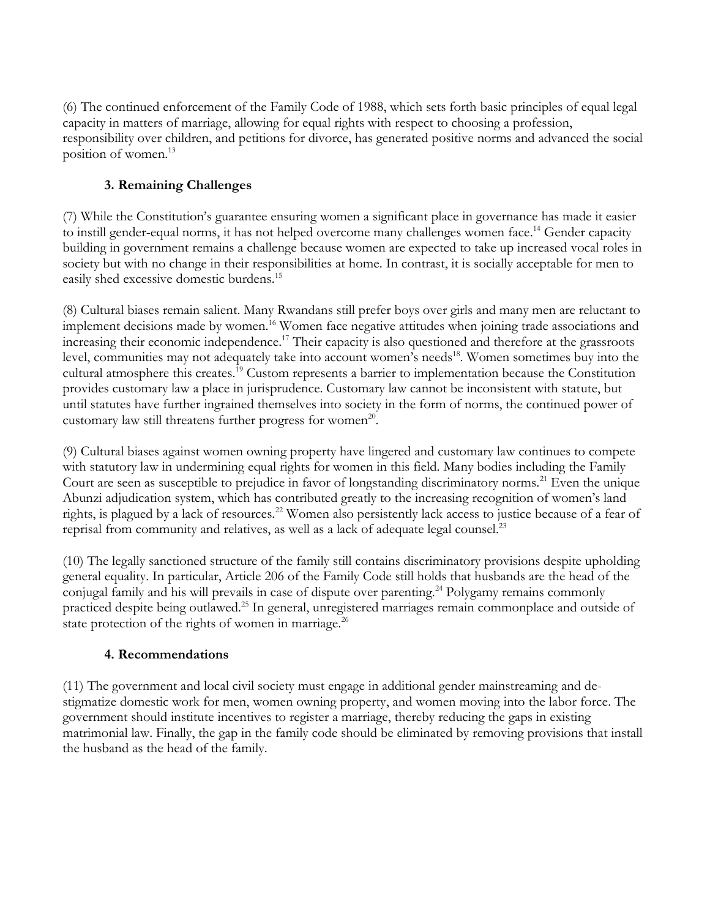(6) The continued enforcement of the Family Code of 1988, which sets forth basic principles of equal legal capacity in matters of marriage, allowing for equal rights with respect to choosing a profession, responsibility over children, and petitions for divorce, has generated positive norms and advanced the social position of women.[13]

## 3. Remaining Challenges

(7) While the Constitution's guarantee ensuring women a significant place in governance has made it easier to instill gender-equal norms, it has not helped overcome many challenges women face.[14] Gender capacity building in government remains a challenge because women are expected to take up increased vocal roles in society but with no change in their responsibilities at home. In contrast, it is socially acceptable for men to easily shed excessive domestic burdens.[15]

(8) Cultural biases remain salient. Many Rwandans still prefer boys over girls and many men are reluctant to implement decisions made by women.[16] Women face negative attitudes when joining trade associations and increasing their economic independence.[17] Their capacity is also questioned and therefore at the grassroots level, communities may not adequately take into account women's needs[18]. Women sometimes buy into the cultural atmosphere this creates.[19] Custom represents a barrier to implementation because the Constitution provides customary law a place in jurisprudence. Customary law cannot be inconsistent with statute, but until statutes have further ingrained themselves into society in the form of norms, the continued power of customary law still threatens further progress for women[20].

(9) Cultural biases against women owning property have lingered and customary law continues to compete with statutory law in undermining equal rights for women in this field. Many bodies including the Family Court are seen as susceptible to prejudice in favor of longstanding discriminatory norms.[21] Even the unique Abunzi adjudication system, which has contributed greatly to the increasing recognition of women's land rights, is plagued by a lack of resources.[22] Women also persistently lack access to justice because of a fear of reprisal from community and relatives, as well as a lack of adequate legal counsel.[23]

(10) The legally sanctioned structure of the family still contains discriminatory provisions despite upholding general equality. In particular, Article 206 of the Family Code still holds that husbands are the head of the conjugal family and his will prevails in case of dispute over parenting.[24] Polygamy remains commonly practiced despite being outlawed.[25] In general, unregistered marriages remain commonplace and outside of state protection of the rights of women in marriage.[26]

## 4. Recommendations

(11) The government and local civil society must engage in additional gender mainstreaming and de-stigmatize domestic work for men, women owning property, and women moving into the labor force. The government should institute incentives to register a marriage, thereby reducing the gaps in existing matrimonial law. Finally, the gap in the family code should be eliminated by removing provisions that install the husband as the head of the family.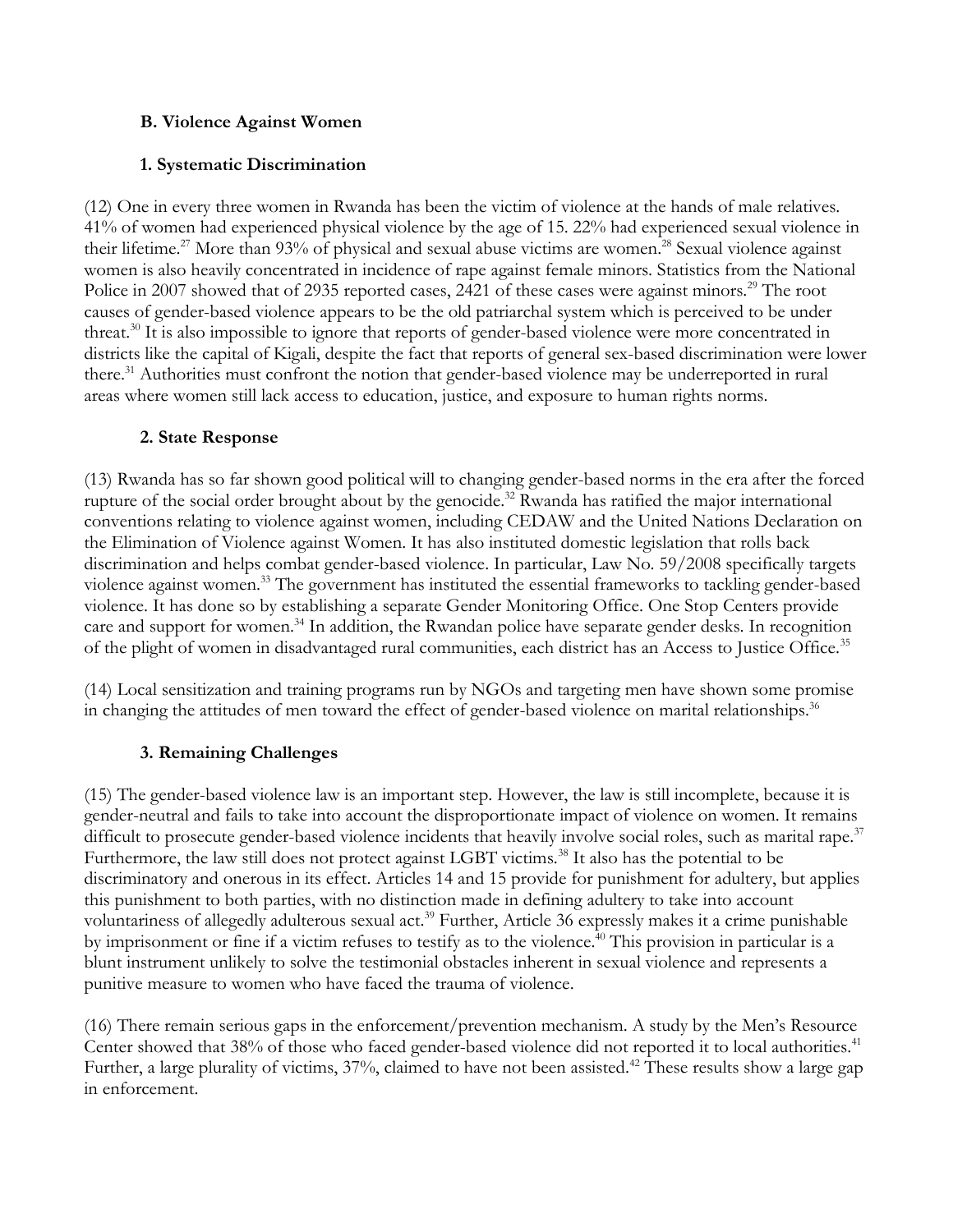### B. Violence Against Women

#### 1. Systematic Discrimination

(12) One in every three women in Rwanda has been the victim of violence at the hands of male relatives. 41% of women had experienced physical violence by the age of 15. 22% had experienced sexual violence in their lifetime.[27] More than 93% of physical and sexual abuse victims are women.[28] Sexual violence against women is also heavily concentrated in incidence of rape against female minors. Statistics from the National Police in 2007 showed that of 2935 reported cases, 2421 of these cases were against minors.[29] The root causes of gender-based violence appears to be the old patriarchal system which is perceived to be under threat.[30] It is also impossible to ignore that reports of gender-based violence were more concentrated in districts like the capital of Kigali, despite the fact that reports of general sex-based discrimination were lower there.[31] Authorities must confront the notion that gender-based violence may be underreported in rural areas where women still lack access to education, justice, and exposure to human rights norms.

#### 2. State Response

(13) Rwanda has so far shown good political will to changing gender-based norms in the era after the forced rupture of the social order brought about by the genocide.[32] Rwanda has ratified the major international conventions relating to violence against women, including CEDAW and the United Nations Declaration on the Elimination of Violence against Women. It has also instituted domestic legislation that rolls back discrimination and helps combat gender-based violence. In particular, Law No. 59/2008 specifically targets violence against women.[33] The government has instituted the essential frameworks to tackling gender-based violence. It has done so by establishing a separate Gender Monitoring Office. One Stop Centers provide care and support for women.[34] In addition, the Rwandan police have separate gender desks. In recognition of the plight of women in disadvantaged rural communities, each district has an Access to Justice Office.[35]

(14) Local sensitization and training programs run by NGOs and targeting men have shown some promise in changing the attitudes of men toward the effect of gender-based violence on marital relationships.[36]

#### 3. Remaining Challenges

(15) The gender-based violence law is an important step. However, the law is still incomplete, because it is gender-neutral and fails to take into account the disproportionate impact of violence on women. It remains difficult to prosecute gender-based violence incidents that heavily involve social roles, such as marital rape.[37] Furthermore, the law still does not protect against LGBT victims.[38] It also has the potential to be discriminatory and onerous in its effect. Articles 14 and 15 provide for punishment for adultery, but applies this punishment to both parties, with no distinction made in defining adultery to take into account voluntariness of allegedly adulterous sexual act.[39] Further, Article 36 expressly makes it a crime punishable by imprisonment or fine if a victim refuses to testify as to the violence.[40] This provision in particular is a blunt instrument unlikely to solve the testimonial obstacles inherent in sexual violence and represents a punitive measure to women who have faced the trauma of violence.

(16) There remain serious gaps in the enforcement/prevention mechanism. A study by the Men's Resource Center showed that 38% of those who faced gender-based violence did not reported it to local authorities.[41] Further, a large plurality of victims, 37%, claimed to have not been assisted.[42] These results show a large gap in enforcement.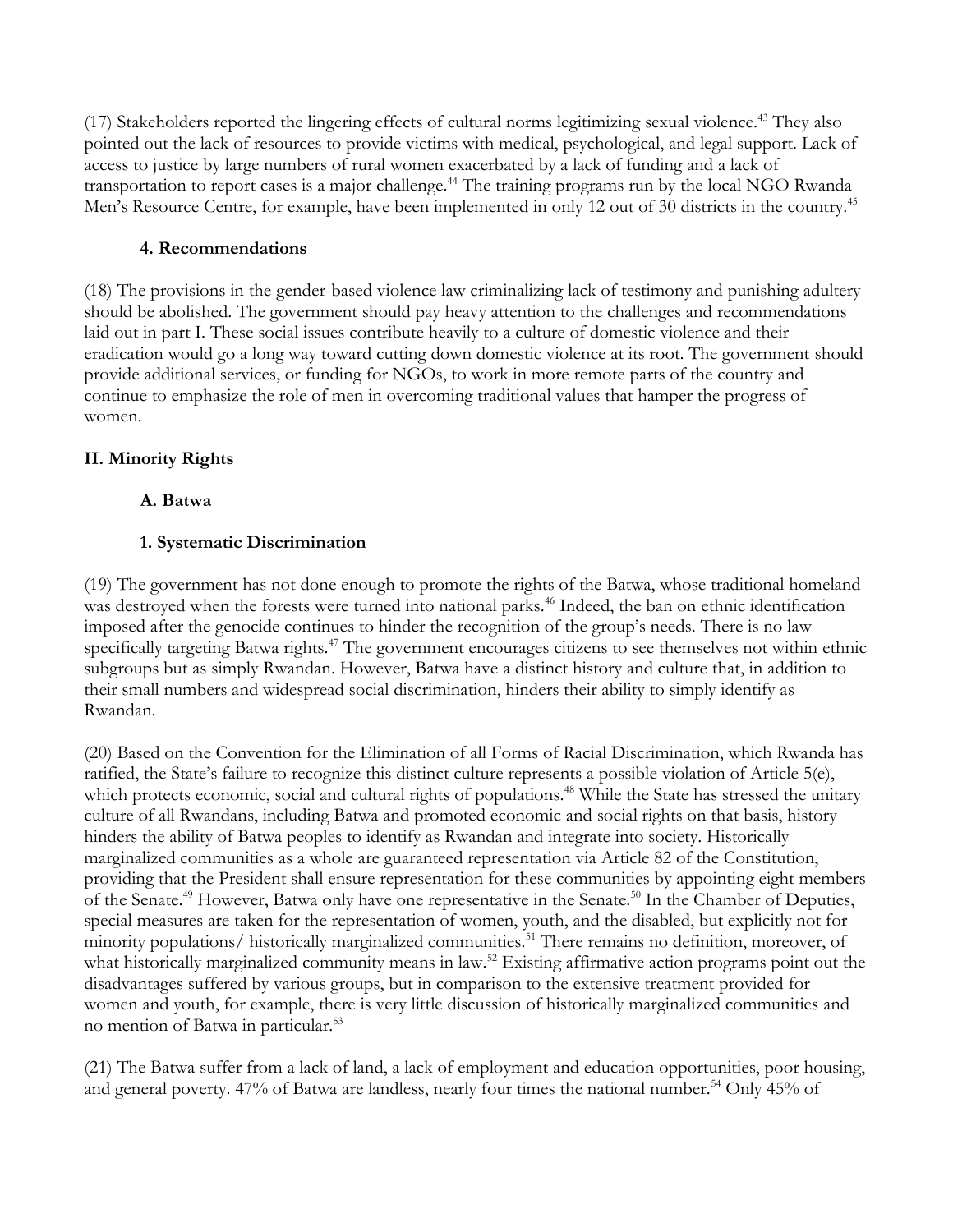(17) Stakeholders reported the lingering effects of cultural norms legitimizing sexual violence.[43] They also pointed out the lack of resources to provide victims with medical, psychological, and legal support. Lack of access to justice by large numbers of rural women exacerbated by a lack of funding and a lack of transportation to report cases is a major challenge.[44] The training programs run by the local NGO Rwanda Men's Resource Centre, for example, have been implemented in only 12 out of 30 districts in the country.[45]

### 4. Recommendations

(18) The provisions in the gender-based violence law criminalizing lack of testimony and punishing adultery should be abolished. The government should pay heavy attention to the challenges and recommendations laid out in part I. These social issues contribute heavily to a culture of domestic violence and their eradication would go a long way toward cutting down domestic violence at its root. The government should provide additional services, or funding for NGOs, to work in more remote parts of the country and continue to emphasize the role of men in overcoming traditional values that hamper the progress of women.

## II. Minority Rights

### A. Batwa

### 1. Systematic Discrimination

(19) The government has not done enough to promote the rights of the Batwa, whose traditional homeland was destroyed when the forests were turned into national parks.[46] Indeed, the ban on ethnic identification imposed after the genocide continues to hinder the recognition of the group's needs. There is no law specifically targeting Batwa rights.[47] The government encourages citizens to see themselves not within ethnic subgroups but as simply Rwandan. However, Batwa have a distinct history and culture that, in addition to their small numbers and widespread social discrimination, hinders their ability to simply identify as Rwandan.

(20) Based on the Convention for the Elimination of all Forms of Racial Discrimination, which Rwanda has ratified, the State's failure to recognize this distinct culture represents a possible violation of Article 5(e), which protects economic, social and cultural rights of populations.[48] While the State has stressed the unitary culture of all Rwandans, including Batwa and promoted economic and social rights on that basis, history hinders the ability of Batwa peoples to identify as Rwandan and integrate into society. Historically marginalized communities as a whole are guaranteed representation via Article 82 of the Constitution, providing that the President shall ensure representation for these communities by appointing eight members of the Senate.[49] However, Batwa only have one representative in the Senate.[50] In the Chamber of Deputies, special measures are taken for the representation of women, youth, and the disabled, but explicitly not for minority populations/ historically marginalized communities.[51] There remains no definition, moreover, of what historically marginalized community means in law.[52] Existing affirmative action programs point out the disadvantages suffered by various groups, but in comparison to the extensive treatment provided for women and youth, for example, there is very little discussion of historically marginalized communities and no mention of Batwa in particular.[53]

(21) The Batwa suffer from a lack of land, a lack of employment and education opportunities, poor housing, and general poverty. 47% of Batwa are landless, nearly four times the national number.[54] Only 45% of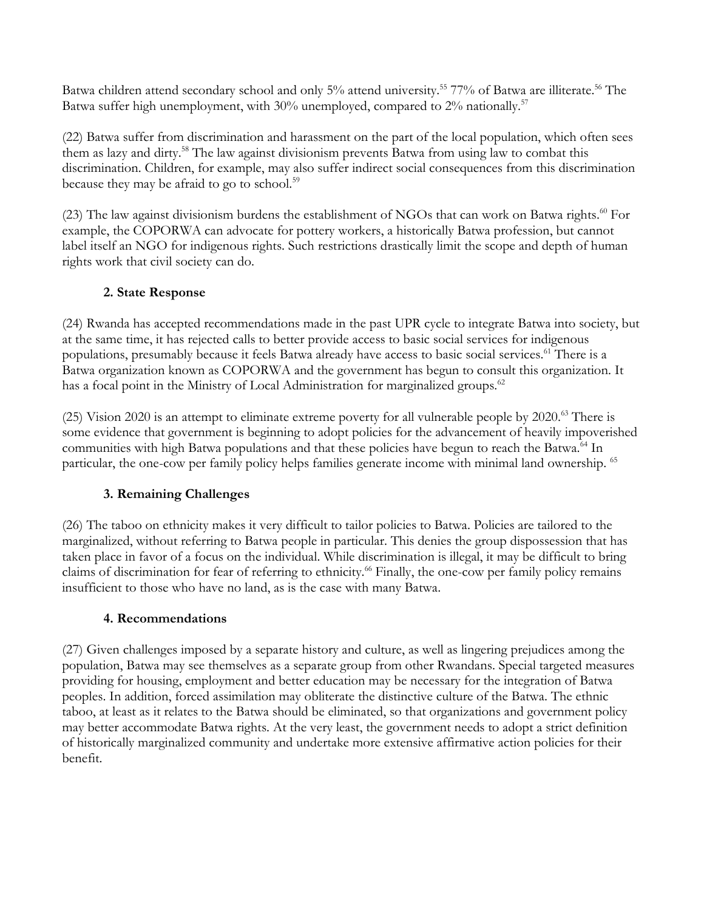Batwa children attend secondary school and only 5% attend university.[55] 77% of Batwa are illiterate.[56] The Batwa suffer high unemployment, with 30% unemployed, compared to 2% nationally.[57]

(22) Batwa suffer from discrimination and harassment on the part of the local population, which often sees them as lazy and dirty.[58] The law against divisionism prevents Batwa from using law to combat this discrimination. Children, for example, may also suffer indirect social consequences from this discrimination because they may be afraid to go to school.[59]

(23) The law against divisionism burdens the establishment of NGOs that can work on Batwa rights.[60] For example, the COPORWA can advocate for pottery workers, a historically Batwa profession, but cannot label itself an NGO for indigenous rights. Such restrictions drastically limit the scope and depth of human rights work that civil society can do.

### 2. State Response

(24) Rwanda has accepted recommendations made in the past UPR cycle to integrate Batwa into society, but at the same time, it has rejected calls to better provide access to basic social services for indigenous populations, presumably because it feels Batwa already have access to basic social services.[61] There is a Batwa organization known as COPORWA and the government has begun to consult this organization. It has a focal point in the Ministry of Local Administration for marginalized groups.[62]

(25) Vision 2020 is an attempt to eliminate extreme poverty for all vulnerable people by 2020.[63] There is some evidence that government is beginning to adopt policies for the advancement of heavily impoverished communities with high Batwa populations and that these policies have begun to reach the Batwa.[64] In particular, the one-cow per family policy helps families generate income with minimal land ownership.[65]

### 3. Remaining Challenges

(26) The taboo on ethnicity makes it very difficult to tailor policies to Batwa. Policies are tailored to the marginalized, without referring to Batwa people in particular. This denies the group dispossession that has taken place in favor of a focus on the individual. While discrimination is illegal, it may be difficult to bring claims of discrimination for fear of referring to ethnicity.[66] Finally, the one-cow per family policy remains insufficient to those who have no land, as is the case with many Batwa.

### 4. Recommendations

(27) Given challenges imposed by a separate history and culture, as well as lingering prejudices among the population, Batwa may see themselves as a separate group from other Rwandans. Special targeted measures providing for housing, employment and better education may be necessary for the integration of Batwa peoples. In addition, forced assimilation may obliterate the distinctive culture of the Batwa. The ethnic taboo, at least as it relates to the Batwa should be eliminated, so that organizations and government policy may better accommodate Batwa rights. At the very least, the government needs to adopt a strict definition of historically marginalized community and undertake more extensive affirmative action policies for their benefit.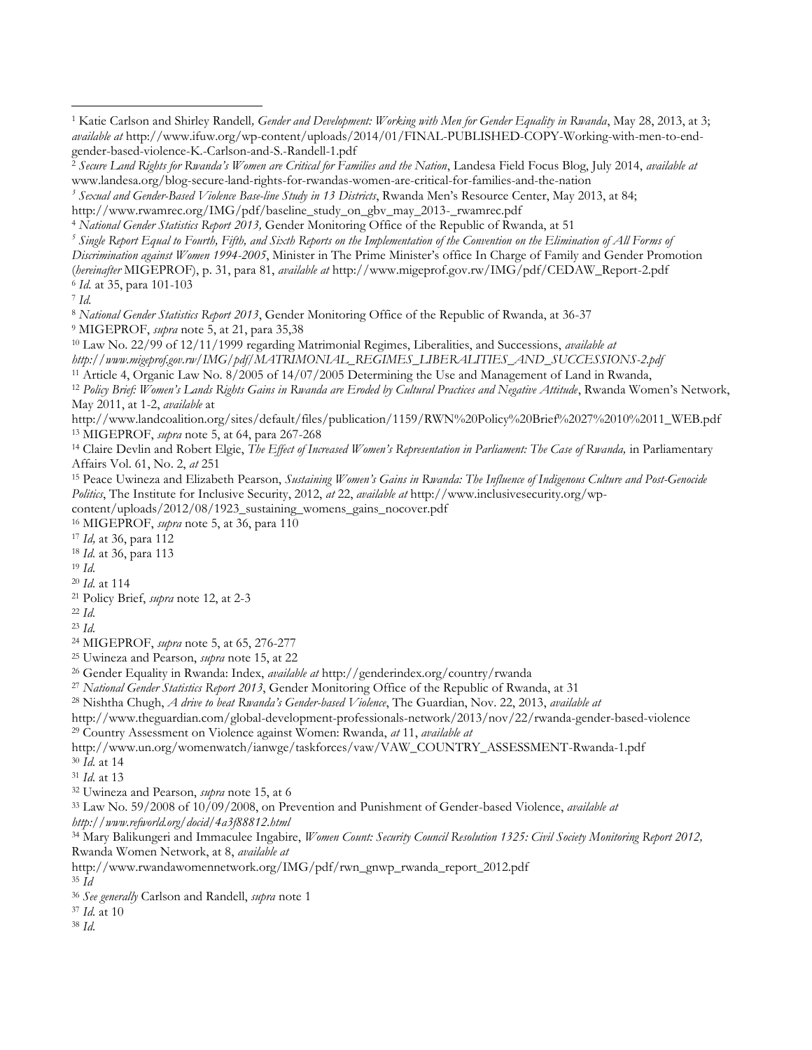[1] Katie Carlson and Shirley Randell*, Gender and Development: Working with Men for Gender Equality in Rwanda*, May 28, 2013, at 3; *available at* http://www.ifuw.org/wp-content/uploads/2014/01/FINAL-PUBLISHED-COPY-Working-with-men-to-end-gender-based-violence-K.-Carlson-and-S.-Randell-1.pdf

[2] *Secure Land Rights for Rwanda's Women are Critical for Families and the Nation*, Landesa Field Focus Blog, July 2014, *available at* www.landesa.org/blog-secure-land-rights-for-rwandas-women-are-critical-for-families-and-the-nation

[3] *Sexual and Gender-Based Violence Base-line Study in 13 Districts*, Rwanda Men's Resource Center, May 2013, at 84; http://www.rwamrec.org/IMG/pdf/baseline_study_on_gbv_may_2013-_rwamrec.pdf

[4] *National Gender Statistics Report 2013,* Gender Monitoring Office of the Republic of Rwanda, at 51

[5] *Single Report Equal to Fourth, Fifth, and Sixth Reports on the Implementation of the Convention on the Elimination of All Forms of Discrimination against Women 1994-2005*, Minister in The Prime Minister's office In Charge of Family and Gender Promotion (*hereinafter* MIGEPROF), p. 31, para 81, *available at* http://www.migeprof.gov.rw/IMG/pdf/CEDAW_Report-2.pdf

[6] *Id.* at 35, para 101-103

[7] *Id.*

[8] *National Gender Statistics Report 2013*, Gender Monitoring Office of the Republic of Rwanda, at 36-37

[9] MIGEPROF, *supra* note 5, at 21, para 35,38

[10] Law No. 22/99 of 12/11/1999 regarding Matrimonial Regimes, Liberalities, and Successions, *available at http://www.migeprof.gov.rw/IMG/pdf/MATRIMONIAL_REGIMES_LIBERALITIES_AND_SUCCESSIONS-2.pdf*

[11] Article 4, Organic Law No. 8/2005 of 14/07/2005 Determining the Use and Management of Land in Rwanda,

[12] *Policy Brief: Women's Lands Rights Gains in Rwanda are Eroded by Cultural Practices and Negative Attitude*, Rwanda Women's Network, May 2011, at 1-2, *available* at http://www.landcoalition.org/sites/default/files/publication/1159/RWN%20Policy%20Brief%2027%2010%2011_WEB.pdf

[13] MIGEPROF, *supra* note 5, at 64, para 267-268

[14] Claire Devlin and Robert Elgie, *The Effect of Increased Women's Representation in Parliament: The Case of Rwanda,* in Parliamentary Affairs Vol. 61, No. 2, *at* 251

[15] Peace Uwineza and Elizabeth Pearson, *Sustaining Women's Gains in Rwanda: The Influence of Indigenous Culture and Post-Genocide Politics*, The Institute for Inclusive Security, 2012, *at* 22, *available at* http://www.inclusivesecurity.org/wp-content/uploads/2012/08/1923_sustaining_womens_gains_nocover.pdf

[16] MIGEPROF, *supra* note 5, at 36, para 110

[17] *Id,* at 36, para 112

[18] *Id.* at 36, para 113

[19] *Id.*

[20] *Id.* at 114

[21] Policy Brief, *supra* note 12, at 2-3

[22] *Id.*

[23] *Id.*

[24] MIGEPROF, *supra* note 5, at 65, 276-277

[25] Uwineza and Pearson, *supra* note 15, at 22

[26] Gender Equality in Rwanda: Index, *available at* http://genderindex.org/country/rwanda

[27] *National Gender Statistics Report 2013*, Gender Monitoring Office of the Republic of Rwanda, at 31

[28] Nishtha Chugh, *A drive to beat Rwanda's Gender-based Violence*, The Guardian, Nov. 22, 2013, *available at* http://www.theguardian.com/global-development-professionals-network/2013/nov/22/rwanda-gender-based-violence

[29] Country Assessment on Violence against Women: Rwanda, *at* 11, *available at* http://www.un.org/womenwatch/ianwge/taskforces/vaw/VAW_COUNTRY_ASSESSMENT-Rwanda-1.pdf

[30] *Id.* at 14

[31] *Id.* at 13

[32] Uwineza and Pearson, *supra* note 15, at 6

[33] Law No. 59/2008 of 10/09/2008, on Prevention and Punishment of Gender-based Violence, *available at http://www.refworld.org/docid/4a3f88812.html*

[34] Mary Balikungeri and Immaculee Ingabire, *Women Count: Security Council Resolution 1325: Civil Society Monitoring Report 2012,* Rwanda Women Network, at 8, *available at* http://www.rwandawomennetwork.org/IMG/pdf/rwn_gnwp_rwanda_report_2012.pdf

[35] *Id*

[36] *See generally* Carlson and Randell, *supra* note 1

[37] *Id.* at 10

[38] *Id.*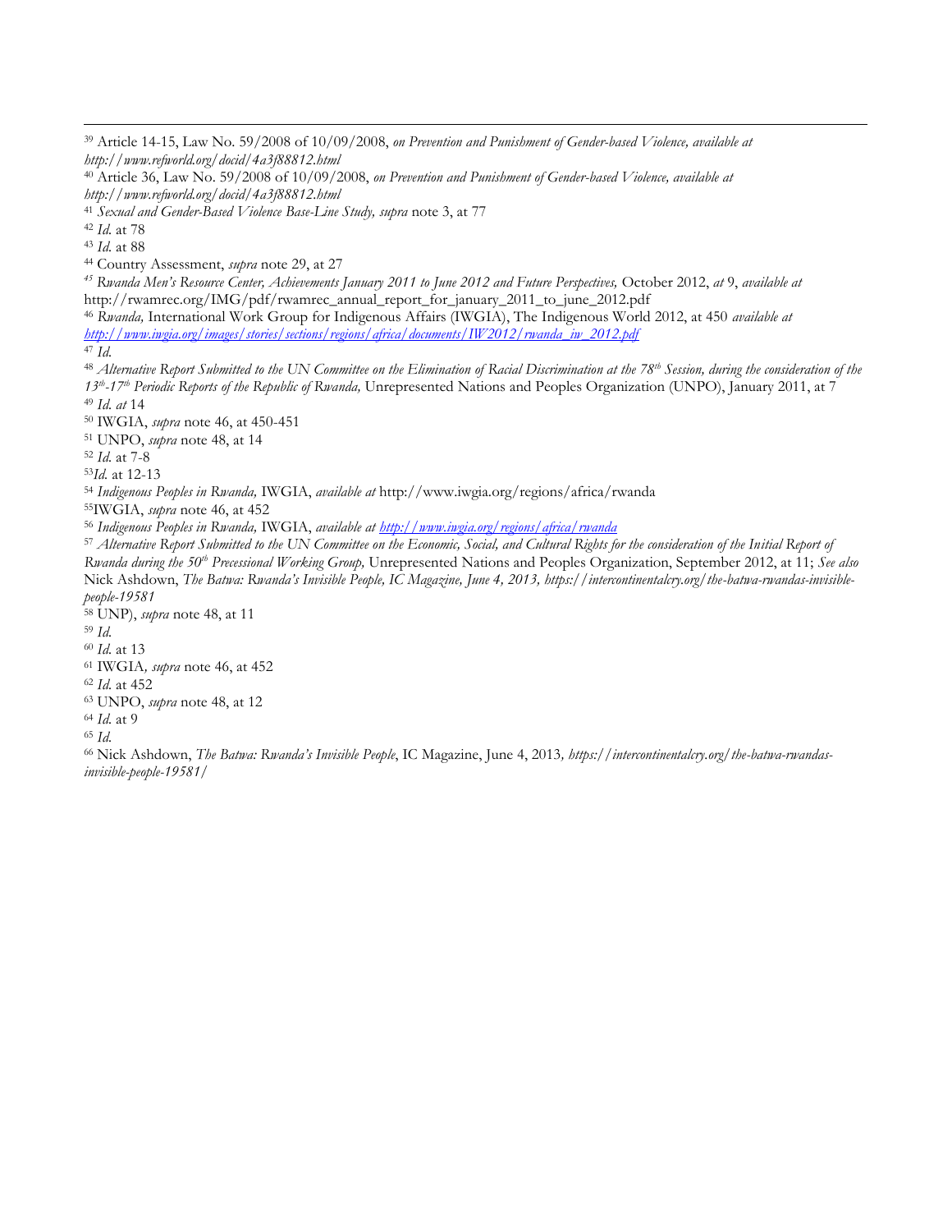[39] Article 14-15, Law No. 59/2008 of 10/09/2008, *on Prevention and Punishment of Gender-based Violence, available at http://www.refworld.org/docid/4a3f88812.html*

[40] Article 36, Law No. 59/2008 of 10/09/2008, *on Prevention and Punishment of Gender-based Violence, available at http://www.refworld.org/docid/4a3f88812.html*

[41] *Sexual and Gender-Based Violence Base-Line Study, supra* note 3, at 77

[42] *Id.* at 78

[43] *Id.* at 88

[44] Country Assessment, *supra* note 29, at 27

[45] *Rwanda Men's Resource Center, Achievements January 2011 to June 2012 and Future Perspectives,* October 2012, *at* 9, *available at* http://rwamrec.org/IMG/pdf/rwamrec_annual_report_for_january_2011_to_june_2012.pdf

[46] *Rwanda,* International Work Group for Indigenous Affairs (IWGIA), The Indigenous World 2012, at 450 *available at http://www.iwgia.org/images/stories/sections/regions/africa/documents/IW2012/rwanda_iw_2012.pdf*

[47] *Id.*

[48] *Alternative Report Submitted to the UN Committee on the Elimination of Racial Discrimination at the 78th Session, during the consideration of the 13th-17th Periodic Reports of the Republic of Rwanda,* Unrepresented Nations and Peoples Organization (UNPO), January 2011, at 7

[49] *Id. at* 14

[50] IWGIA, *supra* note 46, at 450-451

[51] UNPO, *supra* note 48, at 14

[52] *Id.* at 7-8

[53] *Id.* at 12-13

[54] *Indigenous Peoples in Rwanda,* IWGIA, *available at* http://www.iwgia.org/regions/africa/rwanda

[55] IWGIA, *supra* note 46, at 452

[56] *Indigenous Peoples in Rwanda,* IWGIA, *available at http://www.iwgia.org/regions/africa/rwanda*

[57] *Alternative Report Submitted to the UN Committee on the Economic, Social, and Cultural Rights for the consideration of the Initial Report of Rwanda during the 50th Precessional Working Group,* Unrepresented Nations and Peoples Organization, September 2012, at 11; *See also* Nick Ashdown, *The Batwa: Rwanda's Invisible People, IC Magazine, June 4, 2013, https://intercontinentalcry.org/the-batwa-rwandas-invisible-people-19581*

[58] UNP), *supra* note 48, at 11

[59] *Id.*

[60] *Id.* at 13

[61] IWGIA*, supra* note 46, at 452

[62] *Id.* at 452

[63] UNPO, *supra* note 48, at 12

[64] *Id.* at 9

[65] *Id.*

[66] Nick Ashdown, *The Batwa: Rwanda's Invisible People*, IC Magazine, June 4, 2013*, https://intercontinentalcry.org/the-batwa-rwandas-invisible-people-19581/*